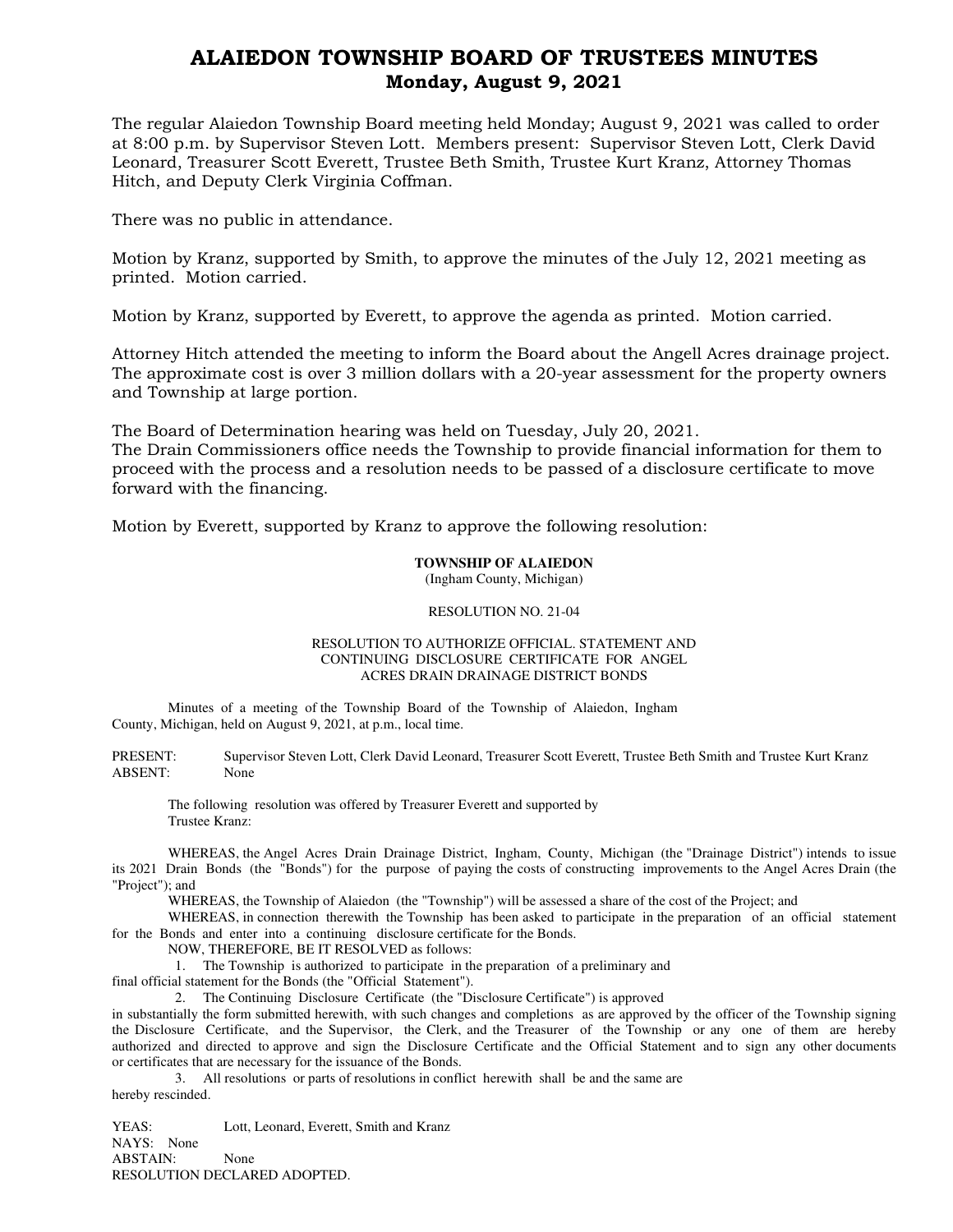# ALAIEDON TOWNSHIP BOARD OF TRUSTEES MINUTES
## Monday, August 9, 2021

The regular Alaiedon Township Board meeting held Monday; August 9, 2021 was called to order at 8:00 p.m. by Supervisor Steven Lott. Members present: Supervisor Steven Lott, Clerk David Leonard, Treasurer Scott Everett, Trustee Beth Smith, Trustee Kurt Kranz, Attorney Thomas Hitch, and Deputy Clerk Virginia Coffman.

There was no public in attendance.

Motion by Kranz, supported by Smith, to approve the minutes of the July 12, 2021 meeting as printed. Motion carried.

Motion by Kranz, supported by Everett, to approve the agenda as printed. Motion carried.

Attorney Hitch attended the meeting to inform the Board about the Angell Acres drainage project. The approximate cost is over 3 million dollars with a 20-year assessment for the property owners and Township at large portion.

The Board of Determination hearing was held on Tuesday, July 20, 2021.
The Drain Commissioners office needs the Township to provide financial information for them to proceed with the process and a resolution needs to be passed of a disclosure certificate to move forward with the financing.

Motion by Everett, supported by Kranz to approve the following resolution:

**TOWNSHIP OF ALAIEDON**
(Ingham County, Michigan)

RESOLUTION NO. 21-04

RESOLUTION TO AUTHORIZE OFFICIAL. STATEMENT AND CONTINUING DISCLOSURE CERTIFICATE FOR ANGEL ACRES DRAIN DRAINAGE DISTRICT BONDS

Minutes of a meeting of the Township Board of the Township of Alaiedon, Ingham County, Michigan, held on August 9, 2021, at p.m., local time.

PRESENT: Supervisor Steven Lott, Clerk David Leonard, Treasurer Scott Everett, Trustee Beth Smith and Trustee Kurt Kranz
ABSENT: None

The following resolution was offered by Treasurer Everett and supported by Trustee Kranz:

WHEREAS, the Angel Acres Drain Drainage District, Ingham, County, Michigan (the "Drainage District") intends to issue its 2021 Drain Bonds (the "Bonds") for the purpose of paying the costs of constructing improvements to the Angel Acres Drain (the "Project"); and

WHEREAS, the Township of Alaiedon (the "Township") will be assessed a share of the cost of the Project; and

WHEREAS, in connection therewith the Township has been asked to participate in the preparation of an official statement for the Bonds and enter into a continuing disclosure certificate for the Bonds.

NOW, THEREFORE, BE IT RESOLVED as follows:

1. The Township is authorized to participate in the preparation of a preliminary and final official statement for the Bonds (the "Official Statement").

2. The Continuing Disclosure Certificate (the "Disclosure Certificate") is approved in substantially the form submitted herewith, with such changes and completions as are approved by the officer of the Township signing the Disclosure Certificate, and the Supervisor, the Clerk, and the Treasurer of the Township or any one of them are hereby authorized and directed to approve and sign the Disclosure Certificate and the Official Statement and to sign any other documents or certificates that are necessary for the issuance of the Bonds.

3. All resolutions or parts of resolutions in conflict herewith shall be and the same are hereby rescinded.

YEAS: Lott, Leonard, Everett, Smith and Kranz
NAYS: None
ABSTAIN: None
RESOLUTION DECLARED ADOPTED.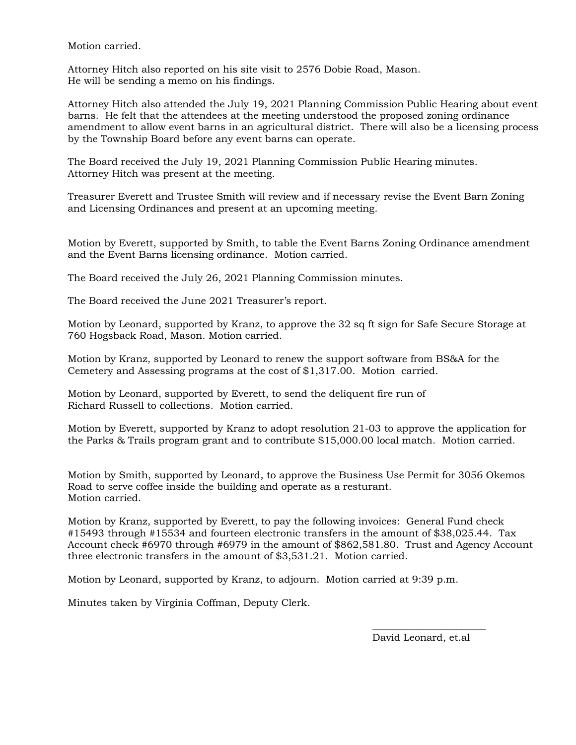Motion carried.

Attorney Hitch also reported on his site visit to 2576 Dobie Road, Mason.
He will be sending a memo on his findings.

Attorney Hitch also attended the July 19, 2021 Planning Commission Public Hearing about event barns. He felt that the attendees at the meeting understood the proposed zoning ordinance amendment to allow event barns in an agricultural district. There will also be a licensing process by the Township Board before any event barns can operate.

The Board received the July 19, 2021 Planning Commission Public Hearing minutes.
Attorney Hitch was present at the meeting.

Treasurer Everett and Trustee Smith will review and if necessary revise the Event Barn Zoning and Licensing Ordinances and present at an upcoming meeting.

Motion by Everett, supported by Smith, to table the Event Barns Zoning Ordinance amendment and the Event Barns licensing ordinance. Motion carried.

The Board received the July 26, 2021 Planning Commission minutes.

The Board received the June 2021 Treasurer's report.

Motion by Leonard, supported by Kranz, to approve the 32 sq ft sign for Safe Secure Storage at 760 Hogsback Road, Mason. Motion carried.

Motion by Kranz, supported by Leonard to renew the support software from BS&A for the Cemetery and Assessing programs at the cost of $1,317.00. Motion carried.

Motion by Leonard, supported by Everett, to send the deliquent fire run of Richard Russell to collections. Motion carried.

Motion by Everett, supported by Kranz to adopt resolution 21-03 to approve the application for the Parks & Trails program grant and to contribute $15,000.00 local match. Motion carried.

Motion by Smith, supported by Leonard, to approve the Business Use Permit for 3056 Okemos Road to serve coffee inside the building and operate as a resturant.
Motion carried.

Motion by Kranz, supported by Everett, to pay the following invoices: General Fund check #15493 through #15534 and fourteen electronic transfers in the amount of $38,025.44. Tax Account check #6970 through #6979 in the amount of $862,581.80. Trust and Agency Account three electronic transfers in the amount of $3,531.21. Motion carried.

Motion by Leonard, supported by Kranz, to adjourn. Motion carried at 9:39 p.m.

Minutes taken by Virginia Coffman, Deputy Clerk.

\_\_\_\_\_\_\_\_\_\_\_\_\_\_\_\_\_\_\_\_\_\_\_

David Leonard, et.al